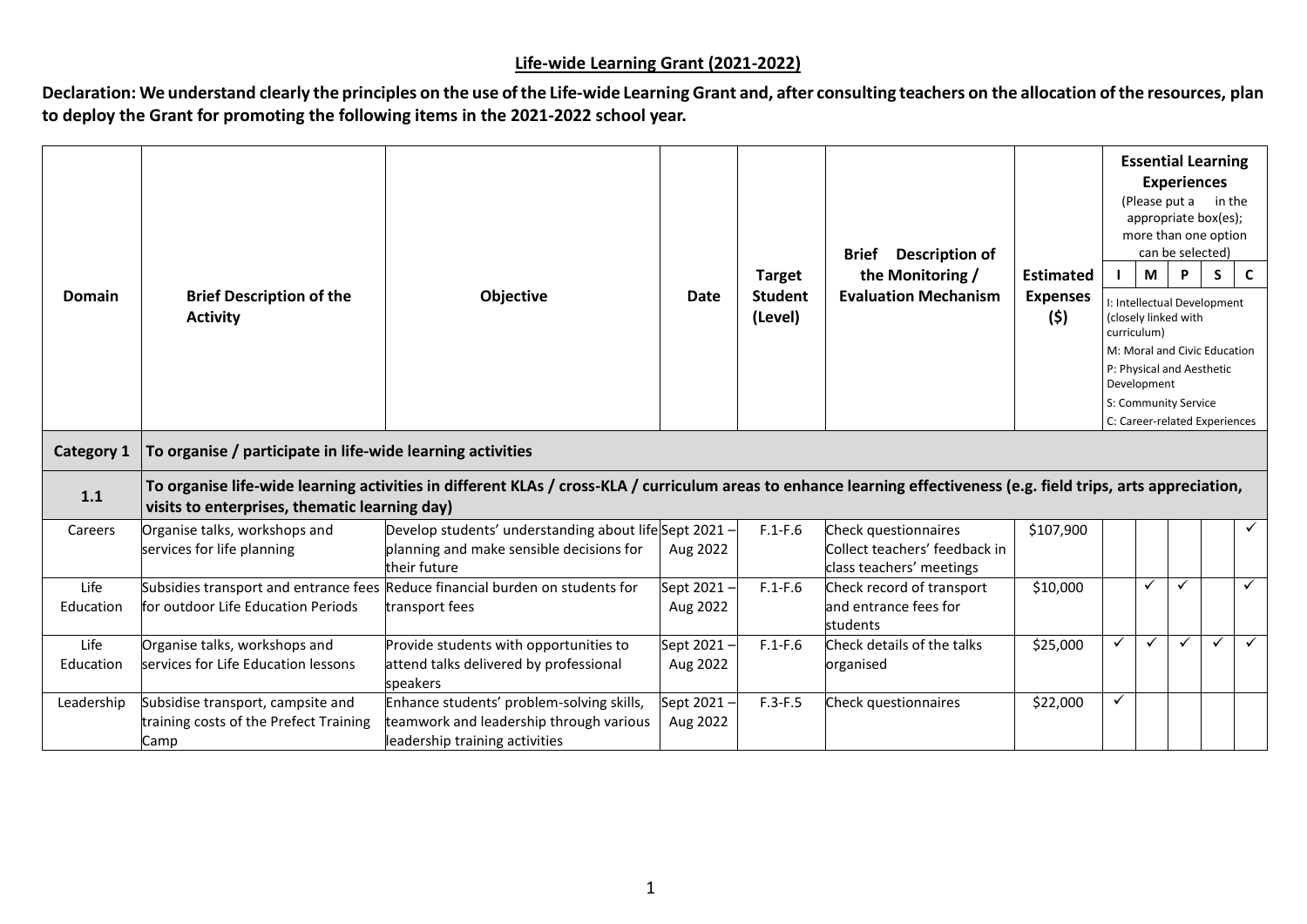**Life-wide Learning Grant (2021-2022)**

**Declaration: We understand clearly the principles on the use of the Life-wide Learning Grant and, after consulting teachers on the allocation of the resources, plan to deploy the Grant for promoting the following items in the 2021-2022 school year.**

| Domain | Brief Description of the Activity | Objective | Date | Target Student (Level) | Brief Description of the Monitoring / Evaluation Mechanism | Estimated Expenses ($) | Essential Learning Experiences (Please put a in the appropriate box(es); more than one option can be selected) I: Intellectual Development (closely linked with curriculum) M: Moral and Civic Education P: Physical and Aesthetic Development S: Community Service C: Career-related Experiences | | | | |
|---|---|---|---|---|---|---|---|---|---|---|---|
| | | | | | | | I | M | P | S | C |
| **Category 1** | **To organise / participate in life-wide learning activities** | | | | | | | | | | |
| **1.1** | **To organise life-wide learning activities in different KLAs / cross-KLA / curriculum areas to enhance learning effectiveness (e.g. field trips, arts appreciation, visits to enterprises, thematic learning day)** | | | | | | | | | | |
| Careers | Organise talks, workshops and services for life planning | Develop students' understanding about life planning and make sensible decisions for their future | Sept 2021 – Aug 2022 | F.1-F.6 | Check questionnaires Collect teachers' feedback in class teachers' meetings | $107,900 | | | | | ✓ |
| Life Education | Subsidies transport and entrance fees for outdoor Life Education Periods | Reduce financial burden on students for transport fees | Sept 2021 – Aug 2022 | F.1-F.6 | Check record of transport and entrance fees for students | $10,000 | | ✓ | ✓ | | ✓ |
| Life Education | Organise talks, workshops and services for Life Education lessons | Provide students with opportunities to attend talks delivered by professional speakers | Sept 2021 – Aug 2022 | F.1-F.6 | Check details of the talks organised | $25,000 | ✓ | ✓ | ✓ | ✓ | ✓ |
| Leadership | Subsidise transport, campsite and training costs of the Prefect Training Camp | Enhance students' problem-solving skills, teamwork and leadership through various leadership training activities | Sept 2021 – Aug 2022 | F.3-F.5 | Check questionnaires | $22,000 | ✓ | | | | |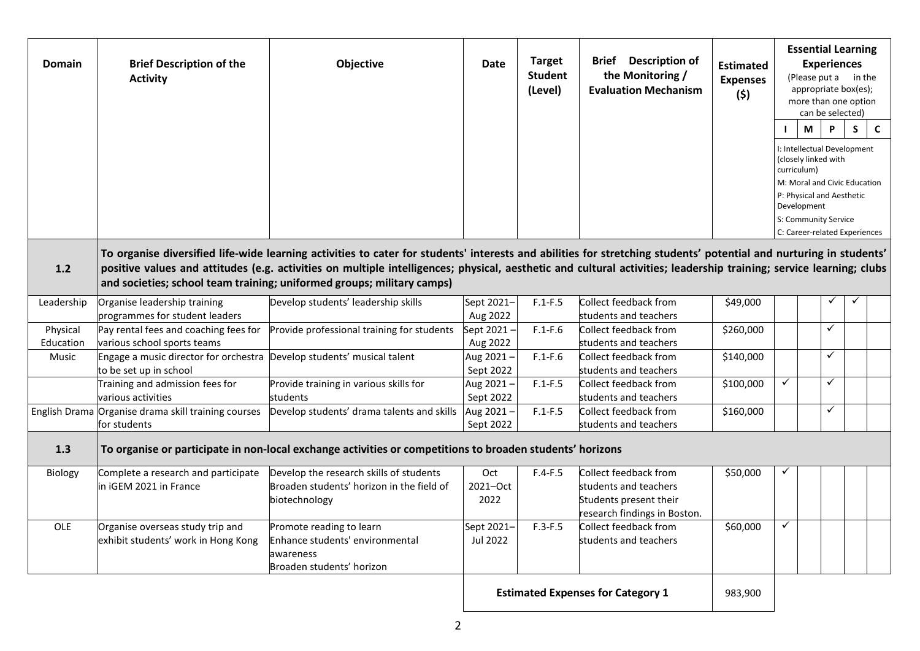| Domain | Brief Description of the Activity | Objective | Date | Target Student (Level) | Brief Description of the Monitoring / Evaluation Mechanism | Estimated Expenses ($) | Essential Learning Experiences (Please put a ✓ in the appropriate box(es); more than one option can be selected) | | | | |
|---|---|---|---|---|---|---|---|---|---|---|---|
| | | | | | | | I | M | P | S | C |
| | | | | | | | I: Intellectual Development (closely linked with curriculum) M: Moral and Civic Education P: Physical and Aesthetic Development S: Community Service C: Career-related Experiences | | | | |
| **1.2** | **To organise diversified life-wide learning activities to cater for students' interests and abilities for stretching students' potential and nurturing in students' positive values and attitudes (e.g. activities on multiple intelligences; physical, aesthetic and cultural activities; leadership training; service learning; clubs and societies; school team training; uniformed groups; military camps)** | | | | | | | | | | |
| Leadership | Organise leadership training programmes for student leaders | Develop students' leadership skills | Sept 2021–Aug 2022 | F.1-F.5 | Collect feedback from students and teachers | $49,000 | | | ✓ | ✓ | |
| Physical Education | Pay rental fees and coaching fees for various school sports teams | Provide professional training for students | Sept 2021 – Aug 2022 | F.1-F.6 | Collect feedback from students and teachers | $260,000 | | | ✓ | | |
| Music | Engage a music director for orchestra to be set up in school | Develop students' musical talent | Aug 2021 – Sept 2022 | F.1-F.6 | Collect feedback from students and teachers | $140,000 | | | ✓ | | |
| | Training and admission fees for various activities | Provide training in various skills for students | Aug 2021 – Sept 2022 | F.1-F.5 | Collect feedback from students and teachers | $100,000 | ✓ | | ✓ | | |
| English Drama | Organise drama skill training courses for students | Develop students' drama talents and skills | Aug 2021 – Sept 2022 | F.1-F.5 | Collect feedback from students and teachers | $160,000 | | | ✓ | | |
| **1.3** | **To organise or participate in non-local exchange activities or competitions to broaden students' horizons** | | | | | | | | | | |
| Biology | Complete a research and participate in iGEM 2021 in France | Develop the research skills of students<br>Broaden students' horizon in the field of biotechnology | Oct 2021–Oct 2022 | F.4-F.5 | Collect feedback from students and teachers<br>Students present their research findings in Boston. | $50,000 | ✓ | | | | |
| OLE | Organise overseas study trip and exhibit students' work in Hong Kong | Promote reading to learn<br>Enhance students' environmental awareness<br>Broaden students' horizon | Sept 2021–Jul 2022 | F.3-F.5 | Collect feedback from students and teachers | $60,000 | ✓ | | | | |
| | | | **Estimated Expenses for Category 1** | | | 983,900 | | | | | |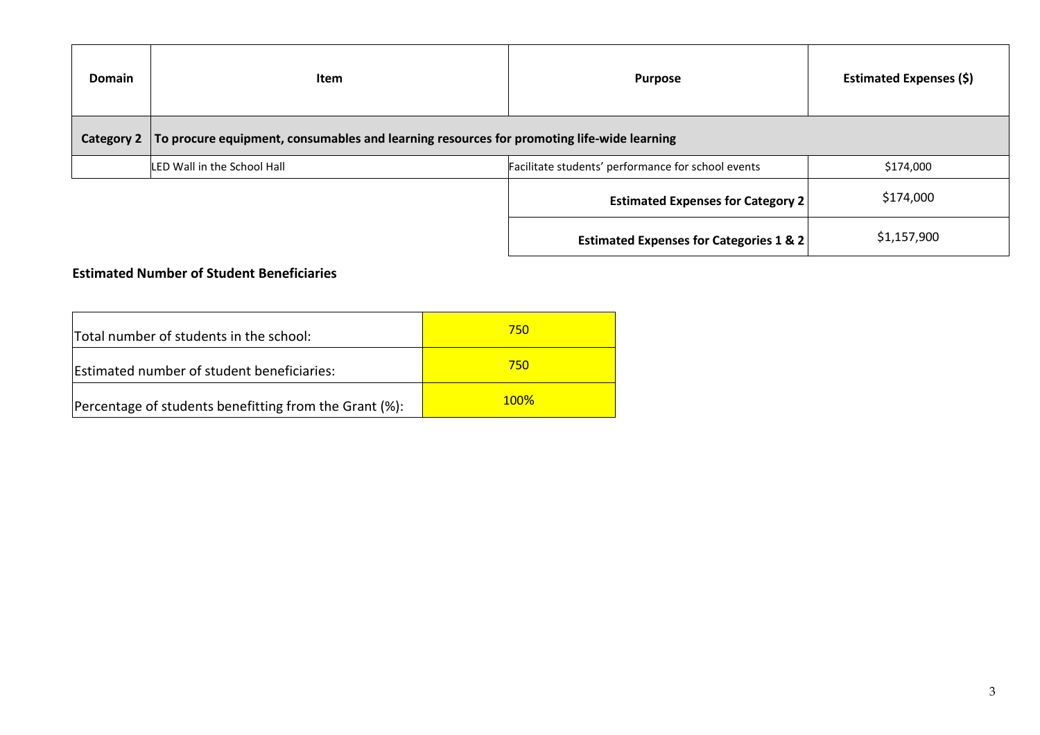| Domain | Item | Purpose | Estimated Expenses ($) |
| --- | --- | --- | --- |
| **Category 2** | **To procure equipment, consumables and learning resources for promoting life-wide learning** | | |
| | LED Wall in the School Hall | Facilitate students' performance for school events | $174,000 |
| | | **Estimated Expenses for Category 2** | $174,000 |
| | | **Estimated Expenses for Categories 1 & 2** | $1,157,900 |

**Estimated Number of Student Beneficiaries**

| | |
| --- | --- |
| Total number of students in the school: | 750 |
| Estimated number of student beneficiaries: | 750 |
| Percentage of students benefitting from the Grant (%): | 100% |